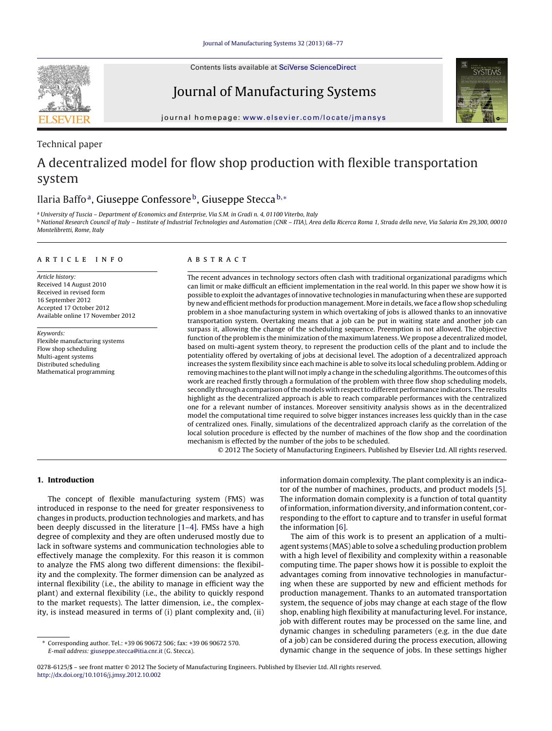Technical paper

# A decentralized model for flow shop production with flexible transportation system

Ilaria Baffo [a], Giuseppe Confessore [b], Giuseppe Stecca [b,*]

[a] University of Tuscia – Department of Economics and Enterprise, Via S.M. in Gradi n. 4, 01100 Viterbo, Italy

[b] National Research Council of Italy – Institute of Industrial Technologies and Automation (CNR – ITIA), Area della Ricerca Roma 1, Strada della neve, Via Salaria Km 29,300, 00010 Montelibretti, Rome, Italy

## ARTICLE INFO

*Article history:*
Received 14 August 2010
Received in revised form
16 September 2012
Accepted 17 October 2012
Available online 17 November 2012

*Keywords:*
Flexible manufacturing systems
Flow shop scheduling
Multi-agent systems
Distributed scheduling
Mathematical programming

## ABSTRACT

The recent advances in technology sectors often clash with traditional organizational paradigms which can limit or make difficult an efficient implementation in the real world. In this paper we show how it is possible to exploit the advantages of innovative technologies in manufacturing when these are supported by new and efficient methods for production management. More in details, we face a flow shop scheduling problem in a shoe manufacturing system in which overtaking of jobs is allowed thanks to an innovative transportation system. Overtaking means that a job can be put in waiting state and another job can surpass it, allowing the change of the scheduling sequence. Preemption is not allowed. The objective function of the problem is the minimization of the maximum lateness. We propose a decentralized model, based on multi-agent system theory, to represent the production cells of the plant and to include the potentiality offered by overtaking of jobs at decisional level. The adoption of a decentralized approach increases the system flexibility since each machine is able to solve its local scheduling problem. Adding or removing machines to the plant will not imply a change in the scheduling algorithms. The outcomes of this work are reached firstly through a formulation of the problem with three flow shop scheduling models, secondly through a comparison of the models with respect to different performance indicators. The results highlight as the decentralized approach is able to reach comparable performances with the centralized one for a relevant number of instances. Moreover sensitivity analysis shows as in the decentralized model the computational time required to solve bigger instances increases less quickly than in the case of centralized ones. Finally, simulations of the decentralized approach clarify as the correlation of the local solution procedure is effected by the number of machines of the flow shop and the coordination mechanism is effected by the number of the jobs to be scheduled.

© 2012 The Society of Manufacturing Engineers. Published by Elsevier Ltd. All rights reserved.

## 1. Introduction

The concept of flexible manufacturing system (FMS) was introduced in response to the need for greater responsiveness to changes in products, production technologies and markets, and has been deeply discussed in the literature [1–4]. FMSs have a high degree of complexity and they are often underused mostly due to lack in software systems and communication technologies able to effectively manage the complexity. For this reason it is common to analyze the FMS along two different dimensions: the flexibility and the complexity. The former dimension can be analyzed as internal flexibility (i.e., the ability to manage in efficient way the plant) and external flexibility (i.e., the ability to quickly respond to the market requests). The latter dimension, i.e., the complexity, is instead measured in terms of (i) plant complexity and, (ii) information domain complexity. The plant complexity is an indicator of the number of machines, products, and product models [5]. The information domain complexity is a function of total quantity of information, information diversity, and information content, corresponding to the effort to capture and to transfer in useful format the information [6].

The aim of this work is to present an application of a multi-agent systems (MAS) able to solve a scheduling production problem with a high level of flexibility and complexity within a reasonable computing time. The paper shows how it is possible to exploit the advantages coming from innovative technologies in manufacturing when these are supported by new and efficient methods for production management. Thanks to an automated transportation system, the sequence of jobs may change at each stage of the flow shop, enabling high flexibility at manufacturing level. For instance, job with different routes may be processed on the same line, and dynamic changes in scheduling parameters (e.g. in the due date of a job) can be considered during the process execution, allowing dynamic change in the sequence of jobs. In these settings higher

\* Corresponding author. Tel.: +39 06 90672 506; fax: +39 06 90672 570.
E-mail address: giuseppe.stecca@itia.cnr.it (G. Stecca).

0278-6125/$ – see front matter © 2012 The Society of Manufacturing Engineers. Published by Elsevier Ltd. All rights reserved.
http://dx.doi.org/10.1016/j.jmsy.2012.10.002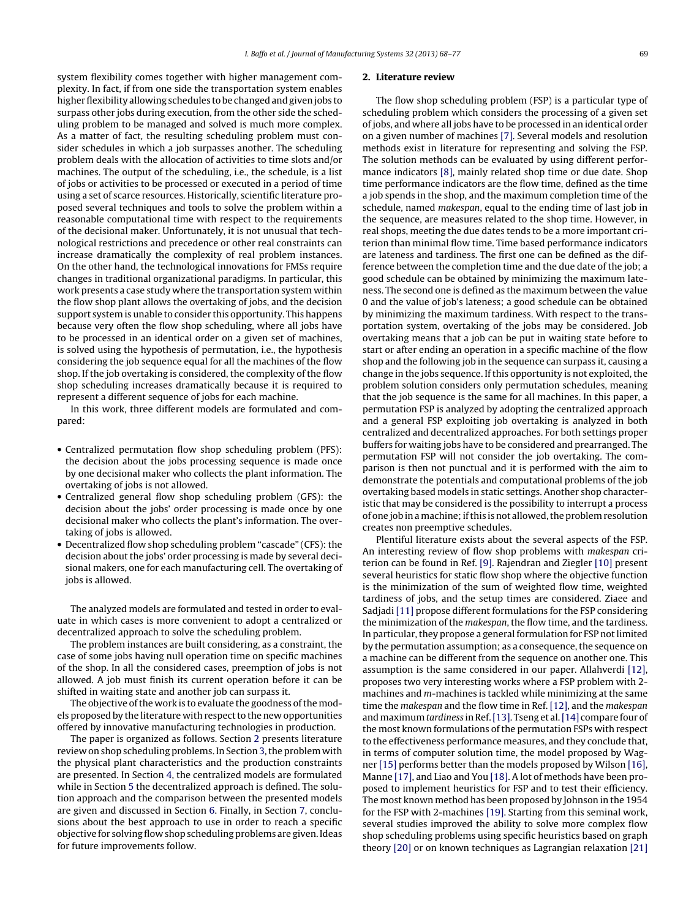system flexibility comes together with higher management complexity. In fact, if from one side the transportation system enables higher flexibility allowing schedules to be changed and given jobs to surpass other jobs during execution, from the other side the scheduling problem to be managed and solved is much more complex. As a matter of fact, the resulting scheduling problem must consider schedules in which a job surpasses another. The scheduling problem deals with the allocation of activities to time slots and/or machines. The output of the scheduling, i.e., the schedule, is a list of jobs or activities to be processed or executed in a period of time using a set of scarce resources. Historically, scientific literature proposed several techniques and tools to solve the problem within a reasonable computational time with respect to the requirements of the decisional maker. Unfortunately, it is not unusual that technological restrictions and precedence or other real constraints can increase dramatically the complexity of real problem instances. On the other hand, the technological innovations for FMSs require changes in traditional organizational paradigms. In particular, this work presents a case study where the transportation system within the flow shop plant allows the overtaking of jobs, and the decision support system is unable to consider this opportunity. This happens because very often the flow shop scheduling, where all jobs have to be processed in an identical order on a given set of machines, is solved using the hypothesis of permutation, i.e., the hypothesis considering the job sequence equal for all the machines of the flow shop. If the job overtaking is considered, the complexity of the flow shop scheduling increases dramatically because it is required to represent a different sequence of jobs for each machine.

In this work, three different models are formulated and compared:

- Centralized permutation flow shop scheduling problem (PFS): the decision about the jobs processing sequence is made once by one decisional maker who collects the plant information. The overtaking of jobs is not allowed.
- Centralized general flow shop scheduling problem (GFS): the decision about the jobs' order processing is made once by one decisional maker who collects the plant's information. The overtaking of jobs is allowed.
- Decentralized flow shop scheduling problem "cascade" (CFS): the decision about the jobs' order processing is made by several decisional makers, one for each manufacturing cell. The overtaking of jobs is allowed.

The analyzed models are formulated and tested in order to evaluate in which cases is more convenient to adopt a centralized or decentralized approach to solve the scheduling problem.

The problem instances are built considering, as a constraint, the case of some jobs having null operation time on specific machines of the shop. In all the considered cases, preemption of jobs is not allowed. A job must finish its current operation before it can be shifted in waiting state and another job can surpass it.

The objective of the work is to evaluate the goodness of the models proposed by the literature with respect to the new opportunities offered by innovative manufacturing technologies in production.

The paper is organized as follows. Section 2 presents literature review on shop scheduling problems. In Section 3, the problem with the physical plant characteristics and the production constraints are presented. In Section 4, the centralized models are formulated while in Section 5 the decentralized approach is defined. The solution approach and the comparison between the presented models are given and discussed in Section 6. Finally, in Section 7, conclusions about the best approach to use in order to reach a specific objective for solving flow shop scheduling problems are given. Ideas for future improvements follow.

## 2. Literature review

The flow shop scheduling problem (FSP) is a particular type of scheduling problem which considers the processing of a given set of jobs, and where all jobs have to be processed in an identical order on a given number of machines [7]. Several models and resolution methods exist in literature for representing and solving the FSP. The solution methods can be evaluated by using different performance indicators [8], mainly related shop time or due date. Shop time performance indicators are the flow time, defined as the time a job spends in the shop, and the maximum completion time of the schedule, named *makespan*, equal to the ending time of last job in the sequence, are measures related to the shop time. However, in real shops, meeting the due dates tends to be a more important criterion than minimal flow time. Time based performance indicators are lateness and tardiness. The first one can be defined as the difference between the completion time and the due date of the job; a good schedule can be obtained by minimizing the maximum lateness. The second one is defined as the maximum between the value 0 and the value of job's lateness; a good schedule can be obtained by minimizing the maximum tardiness. With respect to the transportation system, overtaking of the jobs may be considered. Job overtaking means that a job can be put in waiting state before to start or after ending an operation in a specific machine of the flow shop and the following job in the sequence can surpass it, causing a change in the jobs sequence. If this opportunity is not exploited, the problem solution considers only permutation schedules, meaning that the job sequence is the same for all machines. In this paper, a permutation FSP is analyzed by adopting the centralized approach and a general FSP exploiting job overtaking is analyzed in both centralized and decentralized approaches. For both settings proper buffers for waiting jobs have to be considered and prearranged. The permutation FSP will not consider the job overtaking. The comparison is then not punctual and it is performed with the aim to demonstrate the potentials and computational problems of the job overtaking based models in static settings. Another shop characteristic that may be considered is the possibility to interrupt a process of one job in a machine; if this is not allowed, the problem resolution creates non preemptive schedules.

Plentiful literature exists about the several aspects of the FSP. An interesting review of flow shop problems with *makespan* criterion can be found in Ref. [9]. Rajendran and Ziegler [10] present several heuristics for static flow shop where the objective function is the minimization of the sum of weighted flow time, weighted tardiness of jobs, and the setup times are considered. Ziaee and Sadjadi [11] propose different formulations for the FSP considering the minimization of the *makespan*, the flow time, and the tardiness. In particular, they propose a general formulation for FSP not limited by the permutation assumption; as a consequence, the sequence on a machine can be different from the sequence on another one. This assumption is the same considered in our paper. Allahverdi [12], proposes two very interesting works where a FSP problem with 2-machines and $m$-machines is tackled while minimizing at the same time the *makespan* and the flow time in Ref. [12], and the *makespan* and maximum *tardiness* in Ref. [13]. Tseng et al. [14] compare four of the most known formulations of the permutation FSPs with respect to the effectiveness performance measures, and they conclude that, in terms of computer solution time, the model proposed by Wagner [15] performs better than the models proposed by Wilson [16], Manne [17], and Liao and You [18]. A lot of methods have been proposed to implement heuristics for FSP and to test their efficiency. The most known method has been proposed by Johnson in the 1954 for the FSP with 2-machines [19]. Starting from this seminal work, several studies improved the ability to solve more complex flow shop scheduling problems using specific heuristics based on graph theory [20] or on known techniques as Lagrangian relaxation [21]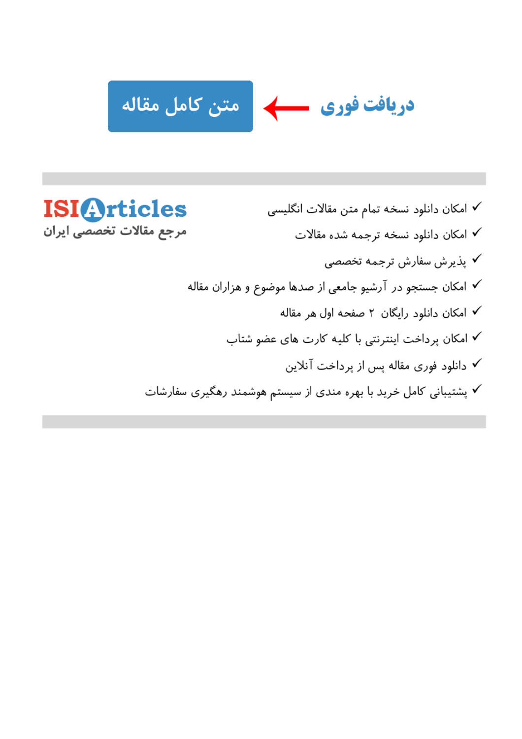دریافت فوری ← متن کامل مقاله

**ISIArticles**
مرجع مقالات تخصصی ایران

- ✓ امکان دانلود نسخه تمام متن مقالات انگلیسی
- ✓ امکان دانلود نسخه ترجمه شده مقالات
- ✓ پذیرش سفارش ترجمه تخصصی
- ✓ امکان جستجو در آرشیو جامعی از صدها موضوع و هزاران مقاله
- ✓ امکان دانلود رایگان ۲ صفحه اول هر مقاله
- ✓ امکان پرداخت اینترنتی با کلیه کارت های عضو شتاب
- ✓ دانلود فوری مقاله پس از پرداخت آنلاین
- ✓ پشتیبانی کامل خرید با بهره مندی از سیستم هوشمند رهگیری سفارشات